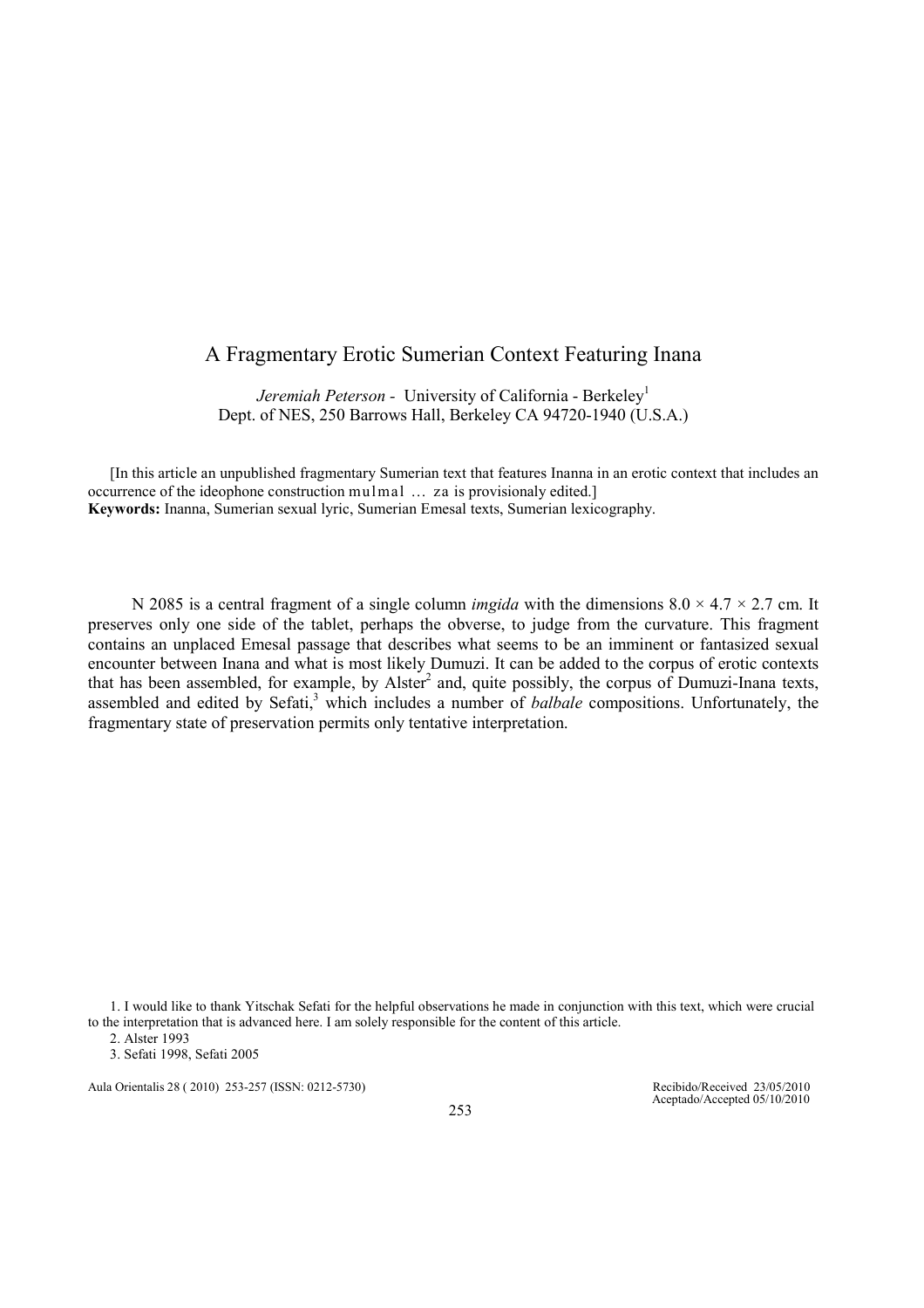# A Fragmentary Erotic Sumerian Context Featuring Inana

*Jeremiah Peterson* - University of California - Berkeley[1]
Dept. of NES, 250 Barrows Hall, Berkeley CA 94720-1940 (U.S.A.)

[In this article an unpublished fragmentary Sumerian text that features Inanna in an erotic context that includes an occurrence of the ideophone construction mulmal … za is provisionaly edited.]
**Keywords:** Inanna, Sumerian sexual lyric, Sumerian Emesal texts, Sumerian lexicography.

N 2085 is a central fragment of a single column *imgida* with the dimensions 8.0 × 4.7 × 2.7 cm. It preserves only one side of the tablet, perhaps the obverse, to judge from the curvature. This fragment contains an unplaced Emesal passage that describes what seems to be an imminent or fantasized sexual encounter between Inana and what is most likely Dumuzi. It can be added to the corpus of erotic contexts that has been assembled, for example, by Alster[2] and, quite possibly, the corpus of Dumuzi-Inana texts, assembled and edited by Sefati,[3] which includes a number of *balbale* compositions. Unfortunately, the fragmentary state of preservation permits only tentative interpretation.

1. I would like to thank Yitschak Sefati for the helpful observations he made in conjunction with this text, which were crucial to the interpretation that is advanced here. I am solely responsible for the content of this article.

2. Alster 1993

3. Sefati 1998, Sefati 2005

Recibido/Received 23/05/2010
Aceptado/Accepted 05/10/2010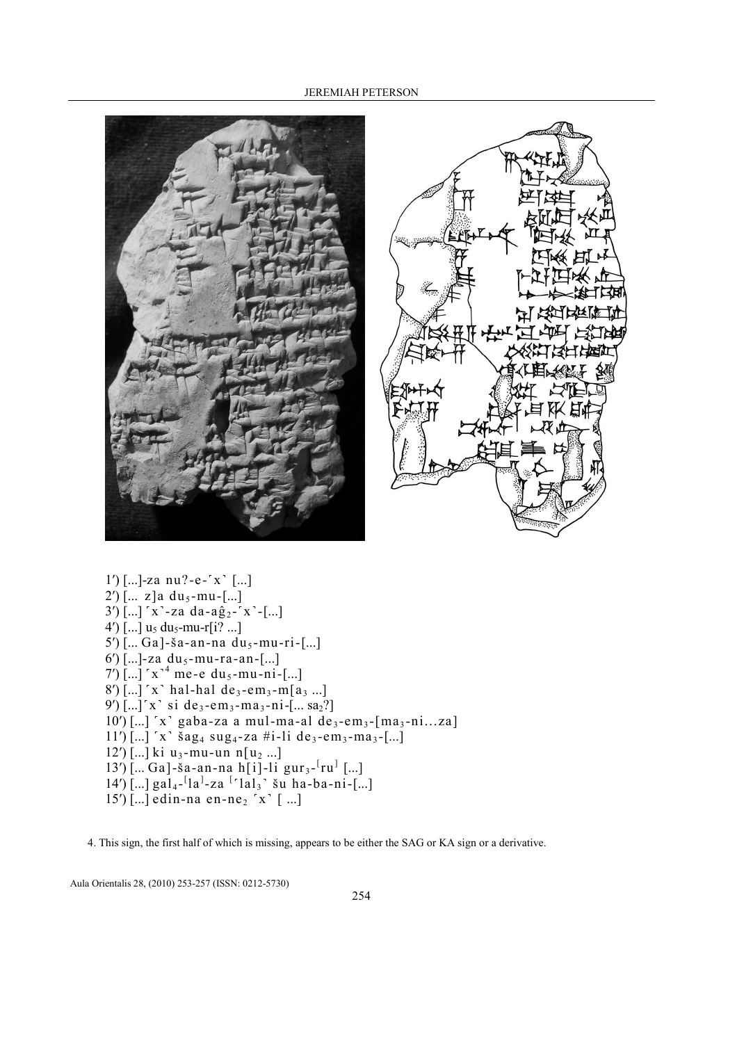1′) [...]-za nu?-e-˹x˺ [...]
2′) [... z]a du$_5$-mu-[...]
3′) [...] ˹x˺-za da-aĝ$_2$-˹x˺-[...]
4′) [...] u$_5$ du$_5$-mu-r[i? ...]
5′) [... Ga]-ša-an-na du$_5$-mu-ri-[...]
6′) [...]-za du$_5$-mu-ra-an-[...]
7′) [...] ˹x˺[4] me-e du$_5$-mu-ni-[...]
8′) [...] ˹x˺ hal-hal de$_3$-em$_3$-m[a$_3$ ...]
9′) [...] ˹x˺ si de$_3$-em$_3$-ma$_3$-ni-[... sa$_2$?]
10′) [...] ˹x˺ gaba-za a mul-ma-al de$_3$-em$_3$-[ma$_3$-ni…za]
11′) [...] ˹x˺ šag$_4$ sug$_4$-za #i-li de$_3$-em$_3$-ma$_3$-[...]
12′) [...] ki u$_3$-mu-un n[u$_2$ ...]
13′) [... Ga]-ša-an-na h[i]-li gur$_3$-˹ru˺ [...]
14′) [...] gal$_4$-˹la˺-za ˹˹lal$_3$˺ šu ha-ba-ni-[...]
15′) [...] edin-na en-ne$_2$ ˹x˺ [ ...]

4. This sign, the first half of which is missing, appears to be either the SAG or KA sign or a derivative.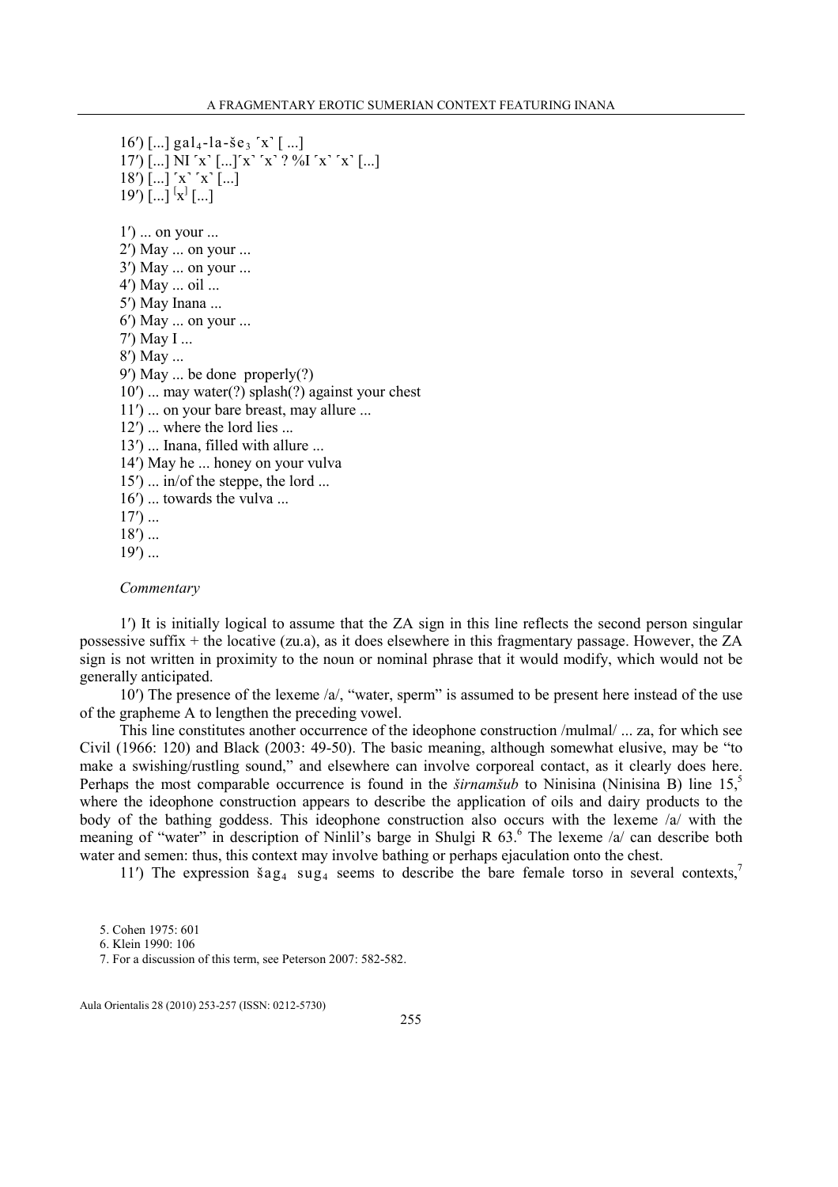16′) [...] gal$_4$-la-še$_3$ ˹x˺ [ ...]  
17′) [...] NI ˹x˺ [...]˹x˺ ˹x˺ ? %I ˹x˺ ˹x˺ [...]  
18′) [...] ˹x˺ ˹x˺ [...]  
19′) [...] ⸢x⸣ [...]

1′) ... on your ...  
2′) May ... on your ...  
3′) May ... on your ...  
4′) May ... oil ...  
5′) May Inana ...  
6′) May ... on your ...  
7′) May I ...  
8′) May ...  
9′) May ... be done properly(?)  
10′) ... may water(?) splash(?) against your chest  
11′) ... on your bare breast, may allure ...  
12′) ... where the lord lies ...  
13′) ... Inana, filled with allure ...  
14′) May he ... honey on your vulva  
15′) ... in/of the steppe, the lord ...  
16′) ... towards the vulva ...  
17′) ...  
18′) ...  
19′) ...

*Commentary*

1′) It is initially logical to assume that the ZA sign in this line reflects the second person singular possessive suffix + the locative (zu.a), as it does elsewhere in this fragmentary passage. However, the ZA sign is not written in proximity to the noun or nominal phrase that it would modify, which would not be generally anticipated.

10′) The presence of the lexeme /a/, "water, sperm" is assumed to be present here instead of the use of the grapheme A to lengthen the preceding vowel.

This line constitutes another occurrence of the ideophone construction /mulmal/ ... za, for which see Civil (1966: 120) and Black (2003: 49-50). The basic meaning, although somewhat elusive, may be "to make a swishing/rustling sound," and elsewhere can involve corporeal contact, as it clearly does here. Perhaps the most comparable occurrence is found in the *širnamšub* to Ninisina (Ninisina B) line 15,[5] where the ideophone construction appears to describe the application of oils and dairy products to the body of the bathing goddess. This ideophone construction also occurs with the lexeme /a/ with the meaning of "water" in description of Ninlil's barge in Shulgi R 63.[6] The lexeme /a/ can describe both water and semen: thus, this context may involve bathing or perhaps ejaculation onto the chest.

11′) The expression šag$_4$ sug$_4$ seems to describe the bare female torso in several contexts,[7]

5. Cohen 1975: 601

6. Klein 1990: 106

7. For a discussion of this term, see Peterson 2007: 582-582.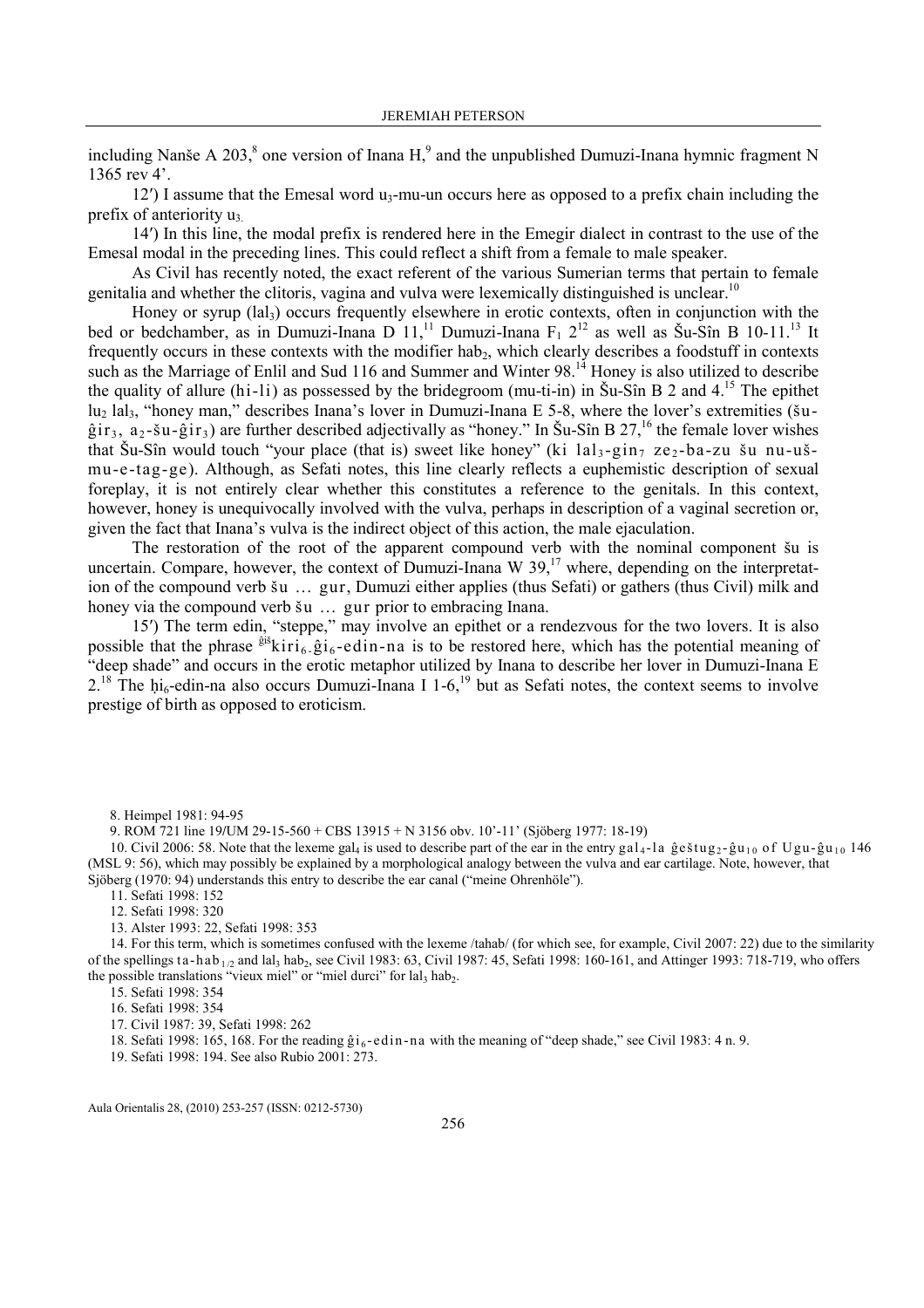including Nanše A 203,[8] one version of Inana H,[9] and the unpublished Dumuzi-Inana hymnic fragment N 1365 rev 4'.

12′) I assume that the Emesal word $u_3$-mu-un occurs here as opposed to a prefix chain including the prefix of anteriority $u_3$.

14′) In this line, the modal prefix is rendered here in the Emegir dialect in contrast to the use of the Emesal modal in the preceding lines. This could reflect a shift from a female to male speaker.

As Civil has recently noted, the exact referent of the various Sumerian terms that pertain to female genitalia and whether the clitoris, vagina and vulva were lexemically distinguished is unclear.[10]

Honey or syrup ($lal_3$) occurs frequently elsewhere in erotic contexts, often in conjunction with the bed or bedchamber, as in Dumuzi-Inana D 11,[11] Dumuzi-Inana $F_1$ 2[12] as well as Šu-Sîn B 10-11.[13] It frequently occurs in these contexts with the modifier $hab_2$, which clearly describes a foodstuff in contexts such as the Marriage of Enlil and Sud 116 and Summer and Winter 98.[14] Honey is also utilized to describe the quality of allure (hi-li) as possessed by the bridegroom (mu-ti-in) in Šu-Sîn B 2 and 4.[15] The epithet $lu_2$ $lal_3$, "honey man," describes Inana's lover in Dumuzi-Inana E 5-8, where the lover's extremities (šu-$\hat{g}ir_3$, $a_2$-šu-$\hat{g}ir_3$) are further described adjectivally as "honey." In Šu-Sîn B 27,[16] the female lover wishes that Šu-Sîn would touch "your place (that is) sweet like honey" (ki $lal_3$-$gin_7$ $ze_2$-ba-zu šu nu-uš-mu-e-tag-ge). Although, as Sefati notes, this line clearly reflects a euphemistic description of sexual foreplay, it is not entirely clear whether this constitutes a reference to the genitals. In this context, however, honey is unequivocally involved with the vulva, perhaps in description of a vaginal secretion or, given the fact that Inana's vulva is the indirect object of this action, the male ejaculation.

The restoration of the root of the apparent compound verb with the nominal component šu is uncertain. Compare, however, the context of Dumuzi-Inana W 39,[17] where, depending on the interpretation of the compound verb šu … gur, Dumuzi either applies (thus Sefati) or gathers (thus Civil) milk and honey via the compound verb šu … gur prior to embracing Inana.

15′) The term edin, "steppe," may involve an epithet or a rendezvous for the two lovers. It is also possible that the phrase $^{\hat{g}iš}kiri_6$-$\hat{g}i_6$-edin-na is to be restored here, which has the potential meaning of "deep shade" and occurs in the erotic metaphor utilized by Inana to describe her lover in Dumuzi-Inana E 2.[18] The $ḫi_6$-edin-na also occurs Dumuzi-Inana I 1-6,[19] but as Sefati notes, the context seems to involve prestige of birth as opposed to eroticism.

8. Heimpel 1981: 94-95

9. ROM 721 line 19/UM 29-15-560 + CBS 13915 + N 3156 obv. 10'-11' (Sjöberg 1977: 18-19)

10. Civil 2006: 58. Note that the lexeme $gal_4$ is used to describe part of the ear in the entry $gal_4$-la $\hat{g}eštug_2$-$\hat{g}u_{10}$ of Ugu-$\hat{g}u_{10}$ 146 (MSL 9: 56), which may possibly be explained by a morphological analogy between the vulva and ear cartilage. Note, however, that Sjöberg (1970: 94) understands this entry to describe the ear canal ("meine Ohrenhöle").

11. Sefati 1998: 152

12. Sefati 1998: 320

13. Alster 1993: 22, Sefati 1998: 353

14. For this term, which is sometimes confused with the lexeme /tahab/ (for which see, for example, Civil 2007: 22) due to the similarity of the spellings ta-$hab_{1/2}$ and $lal_3$ $hab_2$, see Civil 1983: 63, Civil 1987: 45, Sefati 1998: 160-161, and Attinger 1993: 718-719, who offers the possible translations "vieux miel" or "miel durci" for $lal_3$ $hab_2$.

15. Sefati 1998: 354

16. Sefati 1998: 354

17. Civil 1987: 39, Sefati 1998: 262

18. Sefati 1998: 165, 168. For the reading $\hat{g}i_6$-edin-na with the meaning of "deep shade," see Civil 1983: 4 n. 9.

19. Sefati 1998: 194. See also Rubio 2001: 273.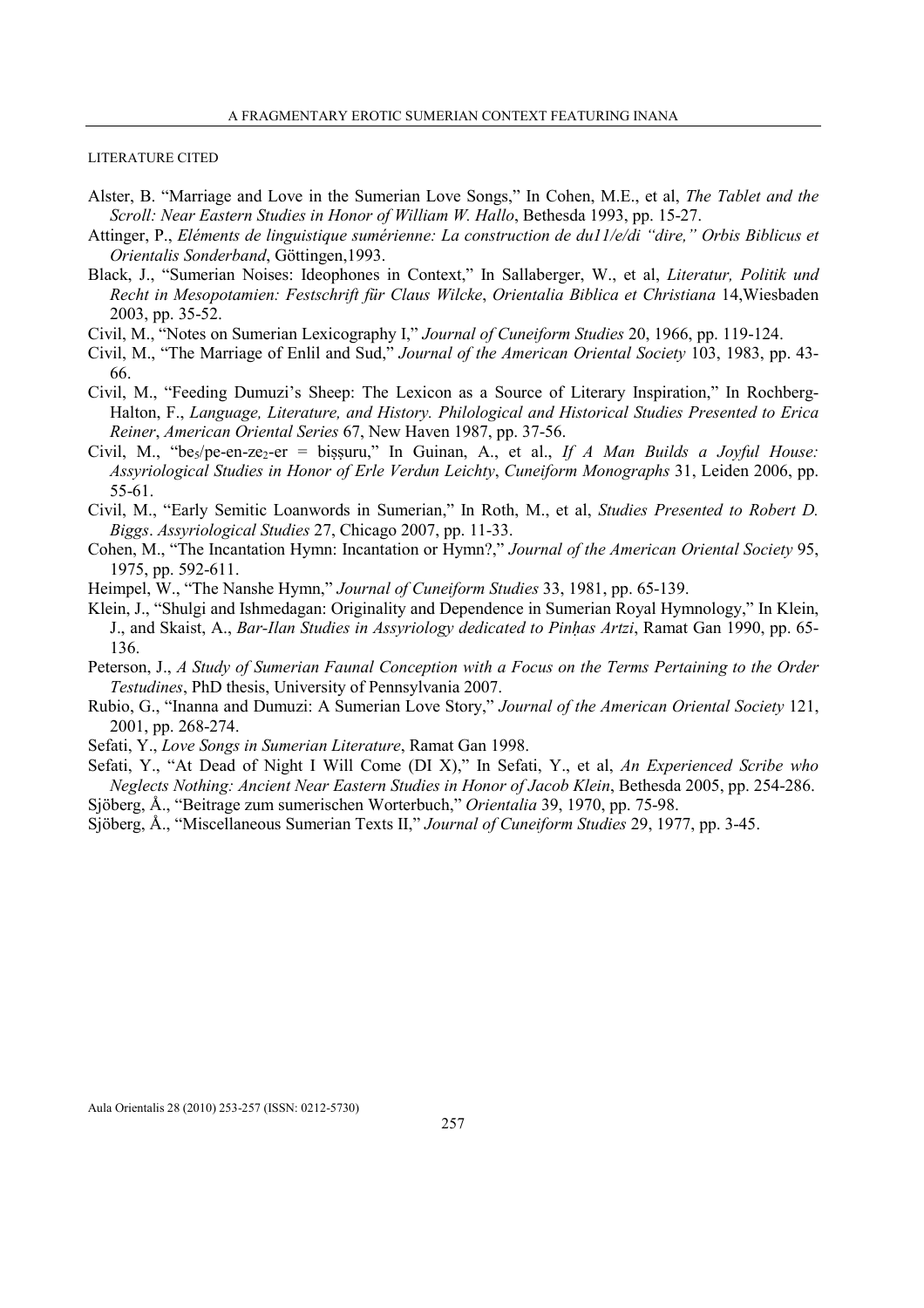LITERATURE CITED

Alster, B. "Marriage and Love in the Sumerian Love Songs," In Cohen, M.E., et al, *The Tablet and the Scroll: Near Eastern Studies in Honor of William W. Hallo*, Bethesda 1993, pp. 15-27.

Attinger, P., *Eléments de linguistique sumérienne: La construction de du11/e/di "dire," Orbis Biblicus et Orientalis Sonderband*, Göttingen,1993.

Black, J., "Sumerian Noises: Ideophones in Context," In Sallaberger, W., et al, *Literatur, Politik und Recht in Mesopotamien: Festschrift für Claus Wilcke*, *Orientalia Biblica et Christiana* 14,Wiesbaden 2003, pp. 35-52.

Civil, M., "Notes on Sumerian Lexicography I," *Journal of Cuneiform Studies* 20, 1966, pp. 119-124.

Civil, M., "The Marriage of Enlil and Sud," *Journal of the American Oriental Society* 103, 1983, pp. 43-66.

Civil, M., "Feeding Dumuzi's Sheep: The Lexicon as a Source of Literary Inspiration," In Rochberg-Halton, F., *Language, Literature, and History. Philological and Historical Studies Presented to Erica Reiner*, *American Oriental Series* 67, New Haven 1987, pp. 37-56.

Civil, M., "be$_5$/pe-en-ze$_2$-er = biṣṣuru," In Guinan, A., et al., *If A Man Builds a Joyful House: Assyriological Studies in Honor of Erle Verdun Leichty*, *Cuneiform Monographs* 31, Leiden 2006, pp. 55-61.

Civil, M., "Early Semitic Loanwords in Sumerian," In Roth, M., et al, *Studies Presented to Robert D. Biggs*. *Assyriological Studies* 27, Chicago 2007, pp. 11-33.

Cohen, M., "The Incantation Hymn: Incantation or Hymn?," *Journal of the American Oriental Society* 95, 1975, pp. 592-611.

Heimpel, W., "The Nanshe Hymn," *Journal of Cuneiform Studies* 33, 1981, pp. 65-139.

Klein, J., "Shulgi and Ishmedagan: Originality and Dependence in Sumerian Royal Hymnology," In Klein, J., and Skaist, A., *Bar-Ilan Studies in Assyriology dedicated to Pinḥas Artzi*, Ramat Gan 1990, pp. 65-136.

Peterson, J., *A Study of Sumerian Faunal Conception with a Focus on the Terms Pertaining to the Order Testudines*, PhD thesis, University of Pennsylvania 2007.

Rubio, G., "Inanna and Dumuzi: A Sumerian Love Story," *Journal of the American Oriental Society* 121, 2001, pp. 268-274.

Sefati, Y., *Love Songs in Sumerian Literature*, Ramat Gan 1998.

Sefati, Y., "At Dead of Night I Will Come (DI X)," In Sefati, Y., et al, *An Experienced Scribe who Neglects Nothing: Ancient Near Eastern Studies in Honor of Jacob Klein*, Bethesda 2005, pp. 254-286.

Sjöberg, Å., "Beitrage zum sumerischen Worterbuch," *Orientalia* 39, 1970, pp. 75-98.

Sjöberg, Å., "Miscellaneous Sumerian Texts II," *Journal of Cuneiform Studies* 29, 1977, pp. 3-45.